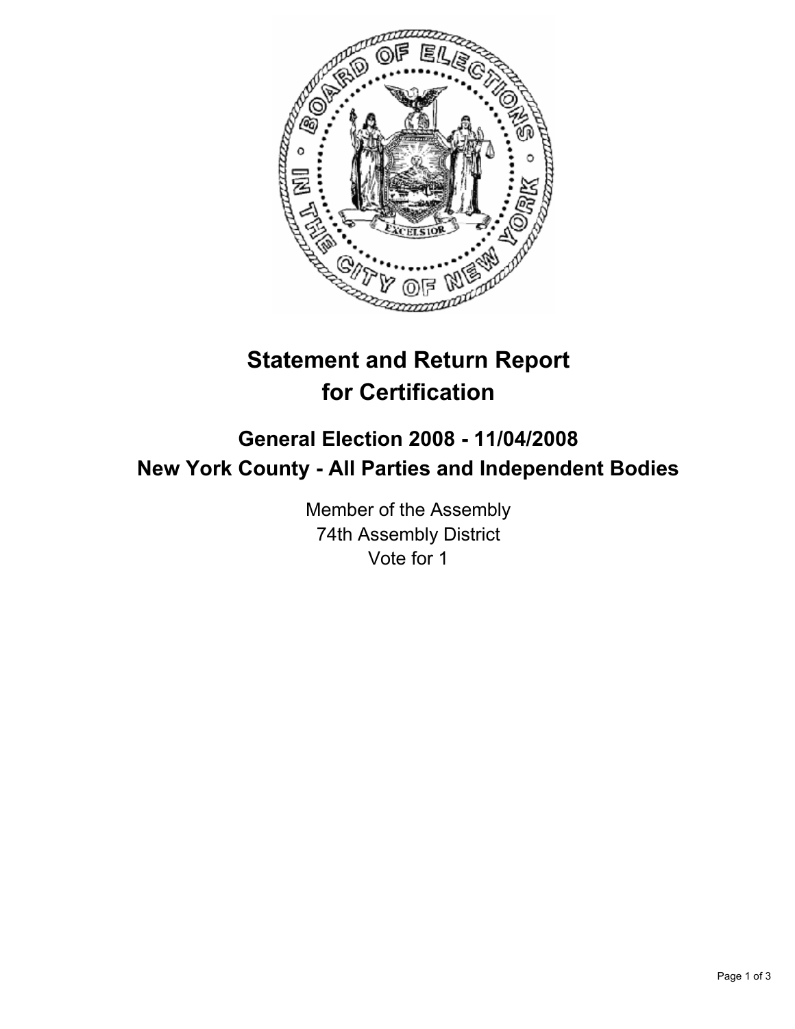# Statement and Return Report for Certification

## General Election 2008 - 11/04/2008
## New York County - All Parties and Independent Bodies

Member of the Assembly
74th Assembly District
Vote for 1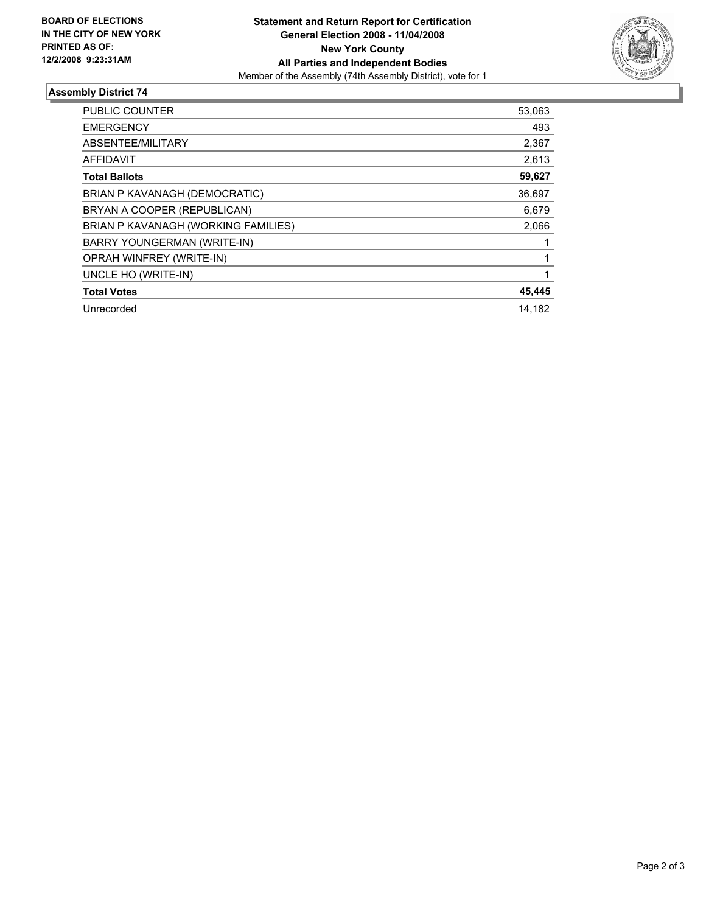**BOARD OF ELECTIONS IN THE CITY OF NEW YORK PRINTED AS OF: 12/2/2008 9:23:31AM**

**Statement and Return Report for Certification**
**General Election 2008 - 11/04/2008**
**New York County**
**All Parties and Independent Bodies**
Member of the Assembly (74th Assembly District), vote for 1

## Assembly District 74

| | |
|---|---|
| PUBLIC COUNTER | 53,063 |
| EMERGENCY | 493 |
| ABSENTEE/MILITARY | 2,367 |
| AFFIDAVIT | 2,613 |
| **Total Ballots** | **59,627** |
| BRIAN P KAVANAGH (DEMOCRATIC) | 36,697 |
| BRYAN A COOPER (REPUBLICAN) | 6,679 |
| BRIAN P KAVANAGH (WORKING FAMILIES) | 2,066 |
| BARRY YOUNGERMAN (WRITE-IN) | 1 |
| OPRAH WINFREY (WRITE-IN) | 1 |
| UNCLE HO (WRITE-IN) | 1 |
| **Total Votes** | **45,445** |
| Unrecorded | 14,182 |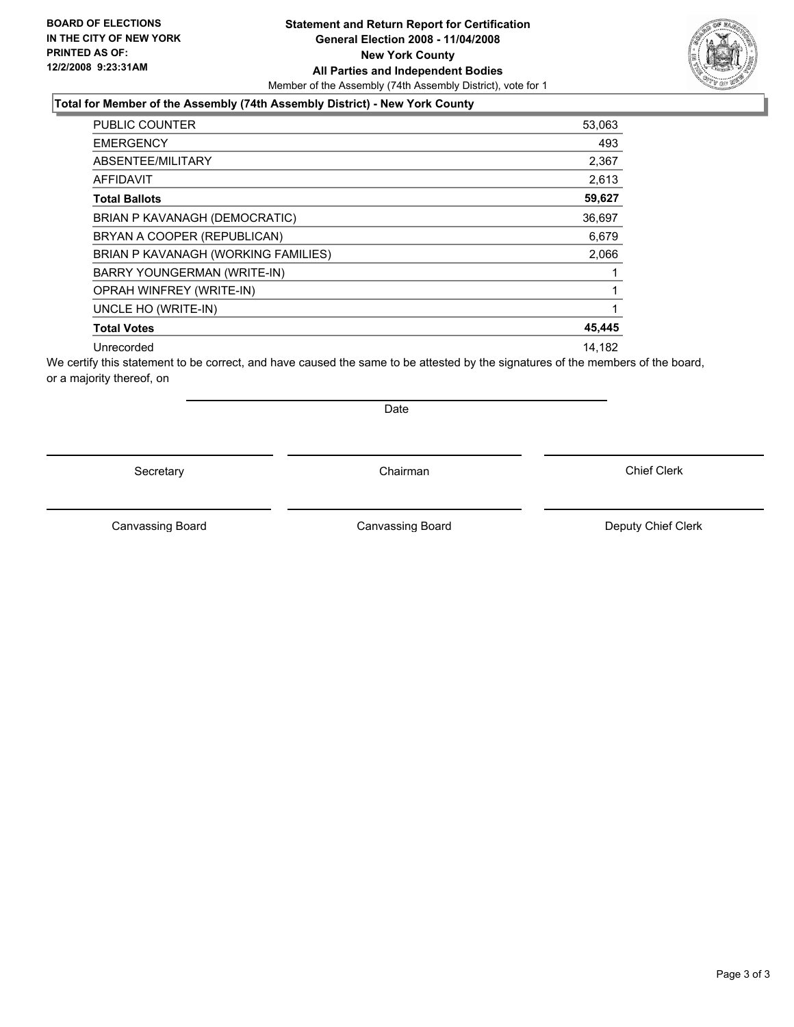**BOARD OF ELECTIONS IN THE CITY OF NEW YORK PRINTED AS OF: 12/2/2008 9:23:31AM**

**Statement and Return Report for Certification General Election 2008 - 11/04/2008 New York County All Parties and Independent Bodies**

Member of the Assembly (74th Assembly District), vote for 1

**Total for Member of the Assembly (74th Assembly District) - New York County**

| | |
|---|---|
| PUBLIC COUNTER | 53,063 |
| EMERGENCY | 493 |
| ABSENTEE/MILITARY | 2,367 |
| AFFIDAVIT | 2,613 |
| **Total Ballots** | **59,627** |
| BRIAN P KAVANAGH (DEMOCRATIC) | 36,697 |
| BRYAN A COOPER (REPUBLICAN) | 6,679 |
| BRIAN P KAVANAGH (WORKING FAMILIES) | 2,066 |
| BARRY YOUNGERMAN (WRITE-IN) | 1 |
| OPRAH WINFREY (WRITE-IN) | 1 |
| UNCLE HO (WRITE-IN) | 1 |
| **Total Votes** | **45,445** |
| Unrecorded | 14,182 |

We certify this statement to be correct, and have caused the same to be attested by the signatures of the members of the board, or a majority thereof, on

Date

Secretary

Chairman

Chief Clerk

Canvassing Board

Canvassing Board

Deputy Chief Clerk